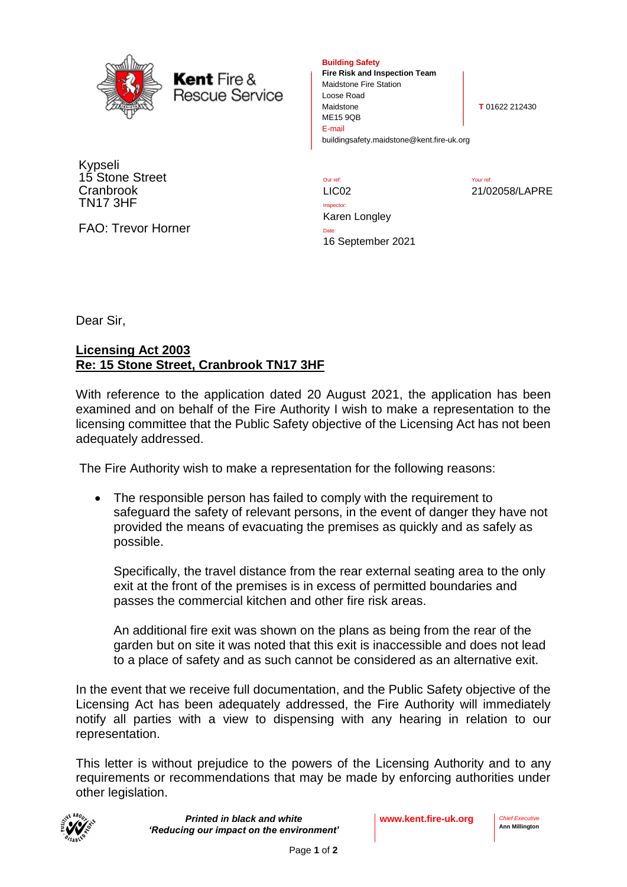Kent Fire & Rescue Service

**Building Safety**
**Fire Risk and Inspection Team**
Maidstone Fire Station
Loose Road
Maidstone
ME15 9QB
E-mail
buildingsafety.maidstone@kent.fire-uk.org

**T** 01622 212430

Kypseli
15 Stone Street
Cranbrook
TN17 3HF

FAO: Trevor Horner

Our ref:
LIC02

Your ref:
21/02058/LAPRE

Inspector:
Karen Longley

Date:
16 September 2021

Dear Sir,

**<u>Licensing Act 2003</u>**
**<u>Re: 15 Stone Street, Cranbrook TN17 3HF</u>**

With reference to the application dated 20 August 2021, the application has been examined and on behalf of the Fire Authority I wish to make a representation to the licensing committee that the Public Safety objective of the Licensing Act has not been adequately addressed.

The Fire Authority wish to make a representation for the following reasons:

- The responsible person has failed to comply with the requirement to safeguard the safety of relevant persons, in the event of danger they have not provided the means of evacuating the premises as quickly and as safely as possible.

  Specifically, the travel distance from the rear external seating area to the only exit at the front of the premises is in excess of permitted boundaries and passes the commercial kitchen and other fire risk areas.

  An additional fire exit was shown on the plans as being from the rear of the garden but on site it was noted that this exit is inaccessible and does not lead to a place of safety and as such cannot be considered as an alternative exit.

In the event that we receive full documentation, and the Public Safety objective of the Licensing Act has been adequately addressed, the Fire Authority will immediately notify all parties with a view to dispensing with any hearing in relation to our representation.

This letter is without prejudice to the powers of the Licensing Authority and to any requirements or recommendations that may be made by enforcing authorities under other legislation.

***Printed in black and white***
***'Reducing our impact on the environment'***

**www.kent.fire-uk.org**

*Chief Executive*
**Ann Millington**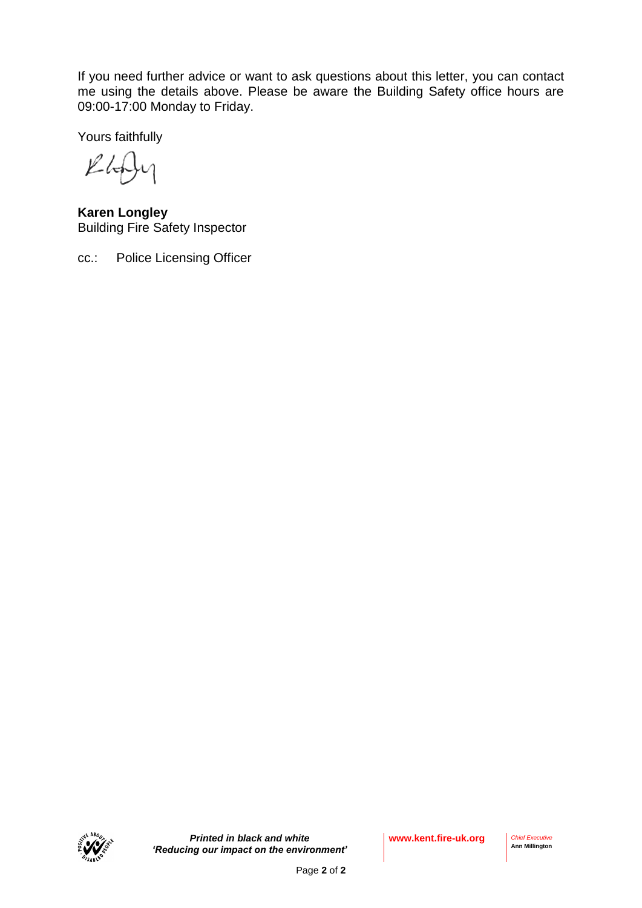If you need further advice or want to ask questions about this letter, you can contact me using the details above. Please be aware the Building Safety office hours are 09:00-17:00 Monday to Friday.

Yours faithfully

**Karen Longley**
Building Fire Safety Inspector

cc.: Police Licensing Officer

***Printed in black and white***
***'Reducing our impact on the environment'***

**www.kent.fire-uk.org**

*Chief Executive*
**Ann Millington**